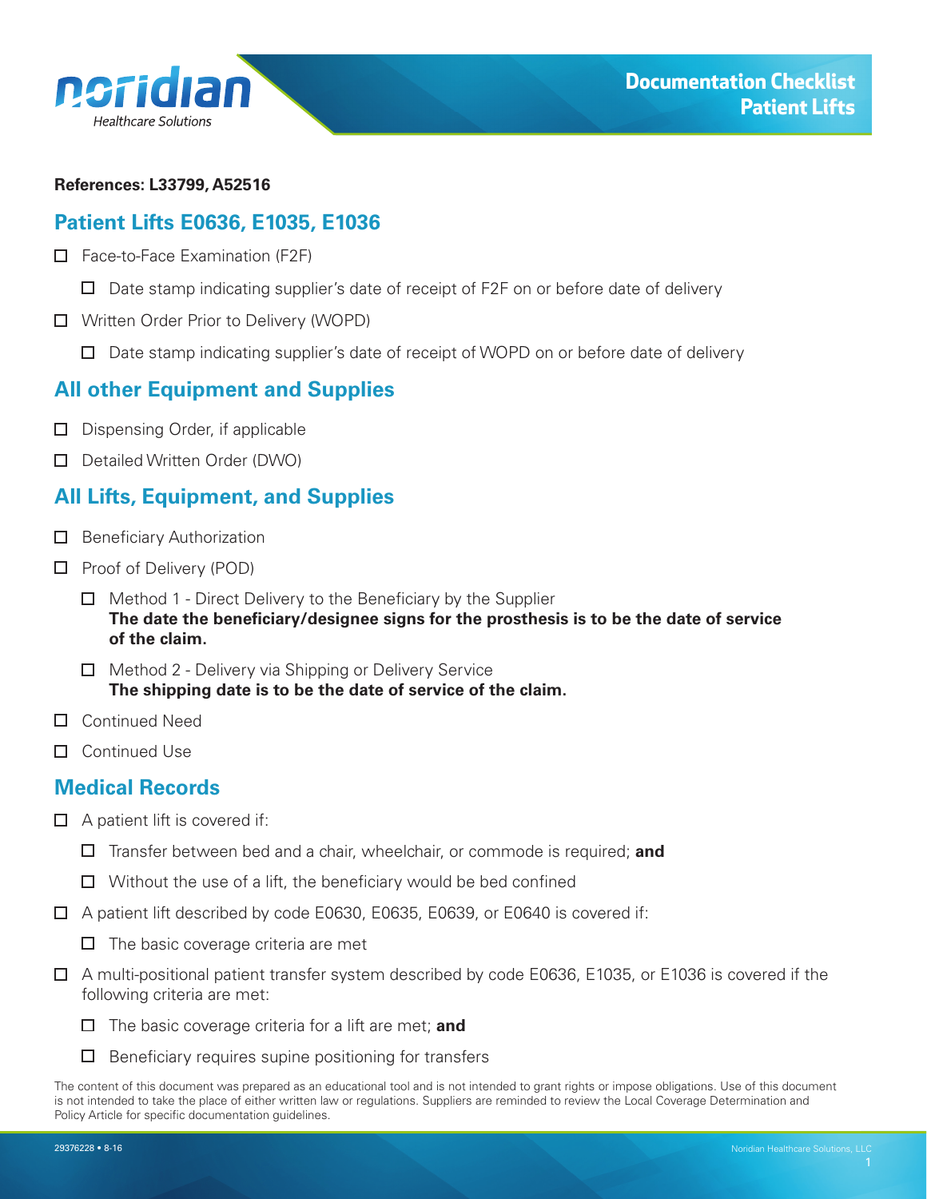# Documentation Checklist Patient Lifts

**References: L33799, A52516**

## Patient Lifts E0636, E1035, E1036

- ☐ Face-to-Face Examination (F2F)
  - ☐ Date stamp indicating supplier's date of receipt of F2F on or before date of delivery
- ☐ Written Order Prior to Delivery (WOPD)
  - ☐ Date stamp indicating supplier's date of receipt of WOPD on or before date of delivery

## All other Equipment and Supplies

- ☐ Dispensing Order, if applicable
- ☐ Detailed Written Order (DWO)

## All Lifts, Equipment, and Supplies

- ☐ Beneficiary Authorization
- ☐ Proof of Delivery (POD)
  - ☐ Method 1 - Direct Delivery to the Beneficiary by the Supplier
    **The date the beneficiary/designee signs for the prosthesis is to be the date of service of the claim.**
  - ☐ Method 2 - Delivery via Shipping or Delivery Service
    **The shipping date is to be the date of service of the claim.**
- ☐ Continued Need
- ☐ Continued Use

## Medical Records

- ☐ A patient lift is covered if:
  - ☐ Transfer between bed and a chair, wheelchair, or commode is required; **and**
  - ☐ Without the use of a lift, the beneficiary would be bed confined
- ☐ A patient lift described by code E0630, E0635, E0639, or E0640 is covered if:
  - ☐ The basic coverage criteria are met
- ☐ A multi-positional patient transfer system described by code E0636, E1035, or E1036 is covered if the following criteria are met:
  - ☐ The basic coverage criteria for a lift are met; **and**
  - ☐ Beneficiary requires supine positioning for transfers

The content of this document was prepared as an educational tool and is not intended to grant rights or impose obligations. Use of this document is not intended to take the place of either written law or regulations. Suppliers are reminded to review the Local Coverage Determination and Policy Article for specific documentation guidelines.

29376228 • 8-16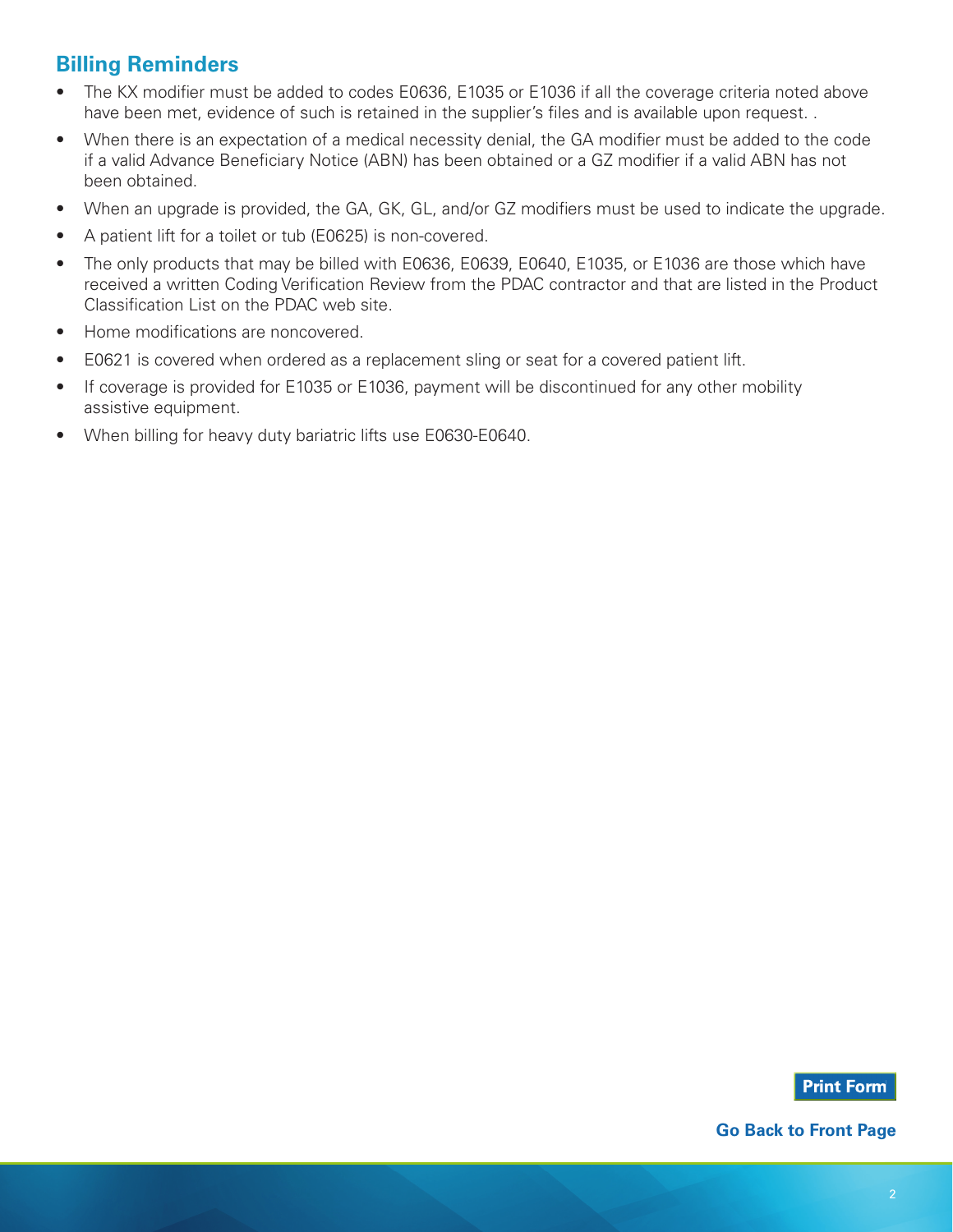## Billing Reminders

- The KX modifier must be added to codes E0636, E1035 or E1036 if all the coverage criteria noted above have been met, evidence of such is retained in the supplier's files and is available upon request. .
- When there is an expectation of a medical necessity denial, the GA modifier must be added to the code if a valid Advance Beneficiary Notice (ABN) has been obtained or a GZ modifier if a valid ABN has not been obtained.
- When an upgrade is provided, the GA, GK, GL, and/or GZ modifiers must be used to indicate the upgrade.
- A patient lift for a toilet or tub (E0625) is non-covered.
- The only products that may be billed with E0636, E0639, E0640, E1035, or E1036 are those which have received a written Coding Verification Review from the PDAC contractor and that are listed in the Product Classification List on the PDAC web site.
- Home modifications are noncovered.
- E0621 is covered when ordered as a replacement sling or seat for a covered patient lift.
- If coverage is provided for E1035 or E1036, payment will be discontinued for any other mobility assistive equipment.
- When billing for heavy duty bariatric lifts use E0630-E0640.

Print Form

Go Back to Front Page